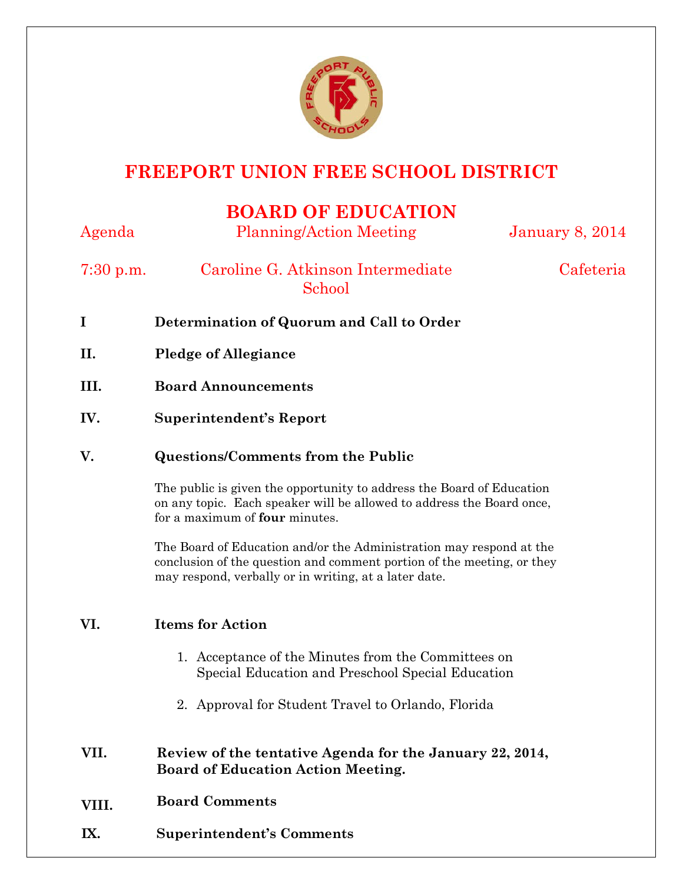# FREEPORT UNION FREE SCHOOL DISTRICT

## BOARD OF EDUCATION

Agenda — Planning/Action Meeting — January 8, 2014

7:30 p.m. — Caroline G. Atkinson Intermediate School — Cafeteria

**I Determination of Quorum and Call to Order**

**II. Pledge of Allegiance**

**III. Board Announcements**

**IV. Superintendent's Report**

**V. Questions/Comments from the Public**

The public is given the opportunity to address the Board of Education on any topic. Each speaker will be allowed to address the Board once, for a maximum of **four** minutes.

The Board of Education and/or the Administration may respond at the conclusion of the question and comment portion of the meeting, or they may respond, verbally or in writing, at a later date.

**VI. Items for Action**

1. Acceptance of the Minutes from the Committees on Special Education and Preschool Special Education
2. Approval for Student Travel to Orlando, Florida

**VII. Review of the tentative Agenda for the January 22, 2014, Board of Education Action Meeting.**

**VIII. Board Comments**

**IX. Superintendent's Comments**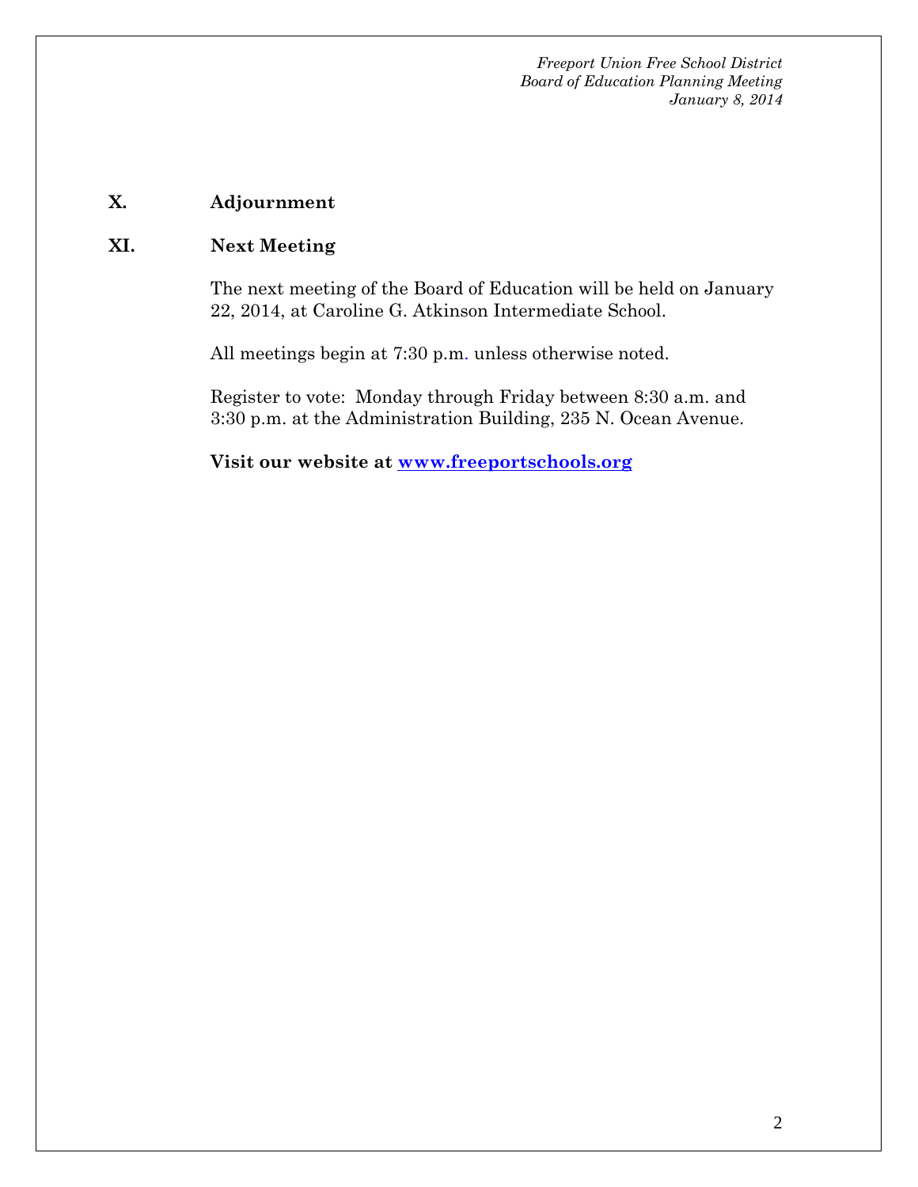## X. Adjournment

## XI. Next Meeting

The next meeting of the Board of Education will be held on January 22, 2014, at Caroline G. Atkinson Intermediate School.

All meetings begin at 7:30 p.m. unless otherwise noted.

Register to vote: Monday through Friday between 8:30 a.m. and 3:30 p.m. at the Administration Building, 235 N. Ocean Avenue.

**Visit our website at [www.freeportschools.org](http://www.freeportschools.org)**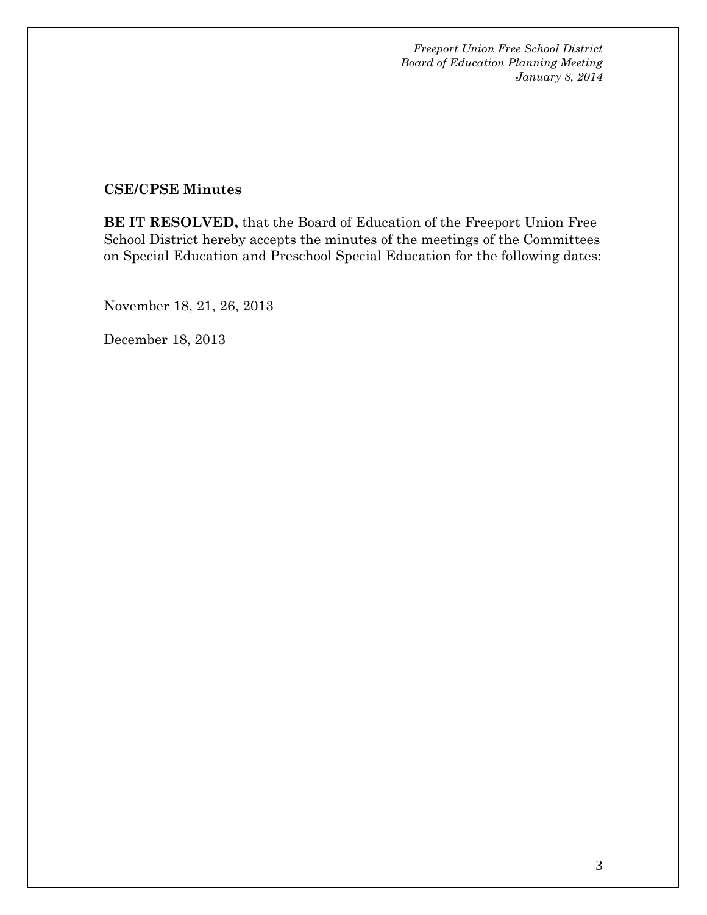**CSE/CPSE Minutes**

**BE IT RESOLVED,** that the Board of Education of the Freeport Union Free School District hereby accepts the minutes of the meetings of the Committees on Special Education and Preschool Special Education for the following dates:

November 18, 21, 26, 2013

December 18, 2013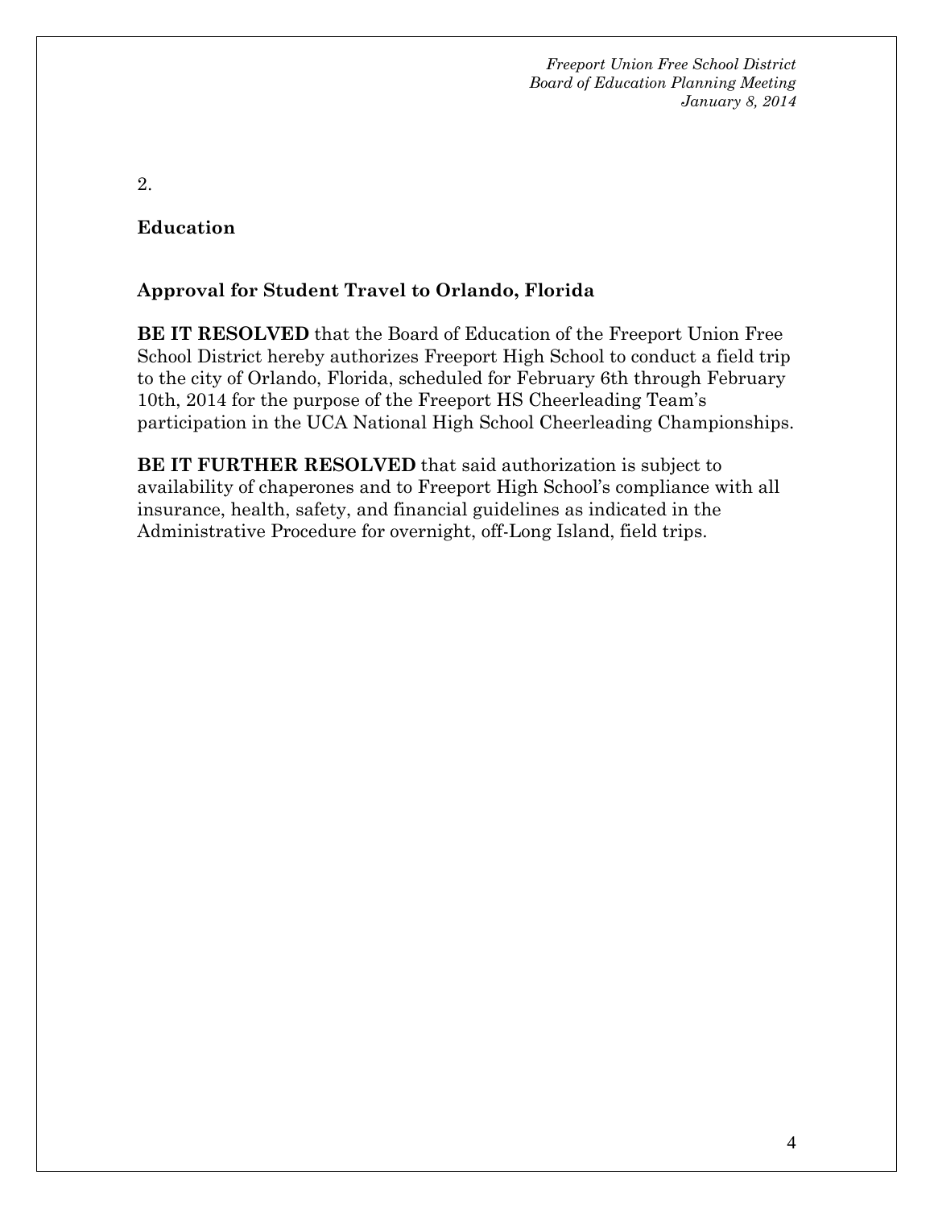2.

**Education**

**Approval for Student Travel to Orlando, Florida**

**BE IT RESOLVED** that the Board of Education of the Freeport Union Free School District hereby authorizes Freeport High School to conduct a field trip to the city of Orlando, Florida, scheduled for February 6th through February 10th, 2014 for the purpose of the Freeport HS Cheerleading Team's participation in the UCA National High School Cheerleading Championships.

**BE IT FURTHER RESOLVED** that said authorization is subject to availability of chaperones and to Freeport High School's compliance with all insurance, health, safety, and financial guidelines as indicated in the Administrative Procedure for overnight, off-Long Island, field trips.